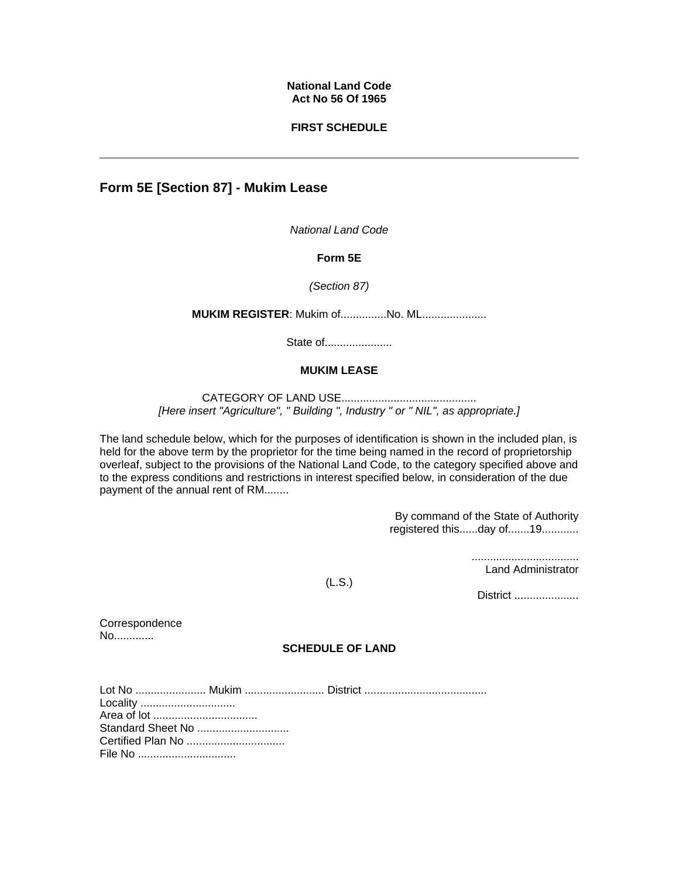**National Land Code**
**Act No 56 Of 1965**

**FIRST SCHEDULE**

---

## Form 5E [Section 87] - Mukim Lease

*National Land Code*

**Form 5E**

*(Section 87)*

**MUKIM REGISTER**: Mukim of...............No. ML....................

State of.....................

**MUKIM LEASE**

CATEGORY OF LAND USE...........................................
*[Here insert "Agriculture", " Building ", Industry " or " NIL", as appropriate.]*

The land schedule below, which for the purposes of identification is shown in the included plan, is held for the above term by the proprietor for the time being named in the record of proprietorship overleaf, subject to the provisions of the National Land Code, to the category specified above and to the express conditions and restrictions in interest specified below, in consideration of the due payment of the annual rent of RM........

By command of the State of Authority
registered this......day of.......19............

..................................
Land Administrator

(L.S.)

District ....................

Correspondence
No............

**SCHEDULE OF LAND**

Lot No ....................... Mukim .......................... District .......................................
Locality ..............................
Area of lot .................................
Standard Sheet No .............................
Certified Plan No ................................
File No ................................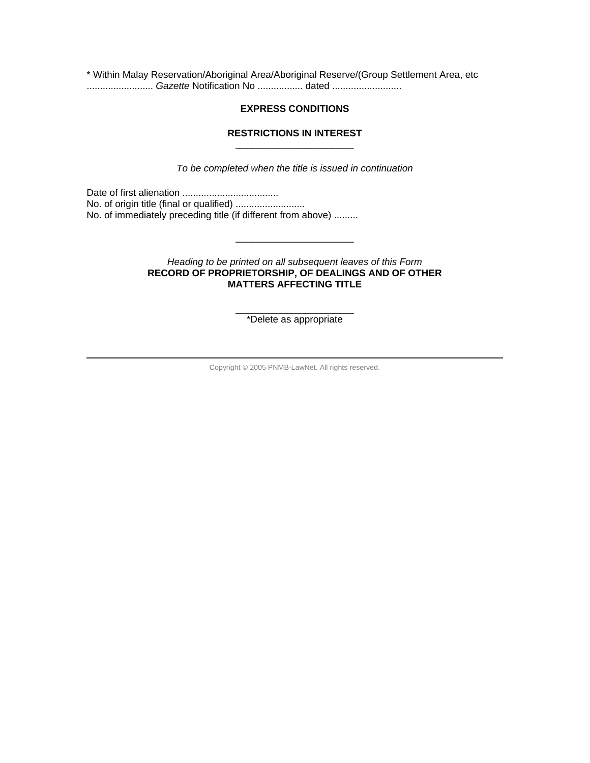* Within Malay Reservation/Aboriginal Area/Aboriginal Reserve/(Group Settlement Area, etc ......................... *Gazette* Notification No ................. dated ..........................

**EXPRESS CONDITIONS**

**RESTRICTIONS IN INTEREST**

---

*To be completed when the title is issued in continuation*

Date of first alienation ....................................
No. of origin title (final or qualified) ..........................
No. of immediately preceding title (if different from above) .........

---

*Heading to be printed on all subsequent leaves of this Form*
**RECORD OF PROPRIETORSHIP, OF DEALINGS AND OF OTHER MATTERS AFFECTING TITLE**

---

*Delete as appropriate

Copyright © 2005 PNMB-LawNet. All rights reserved.